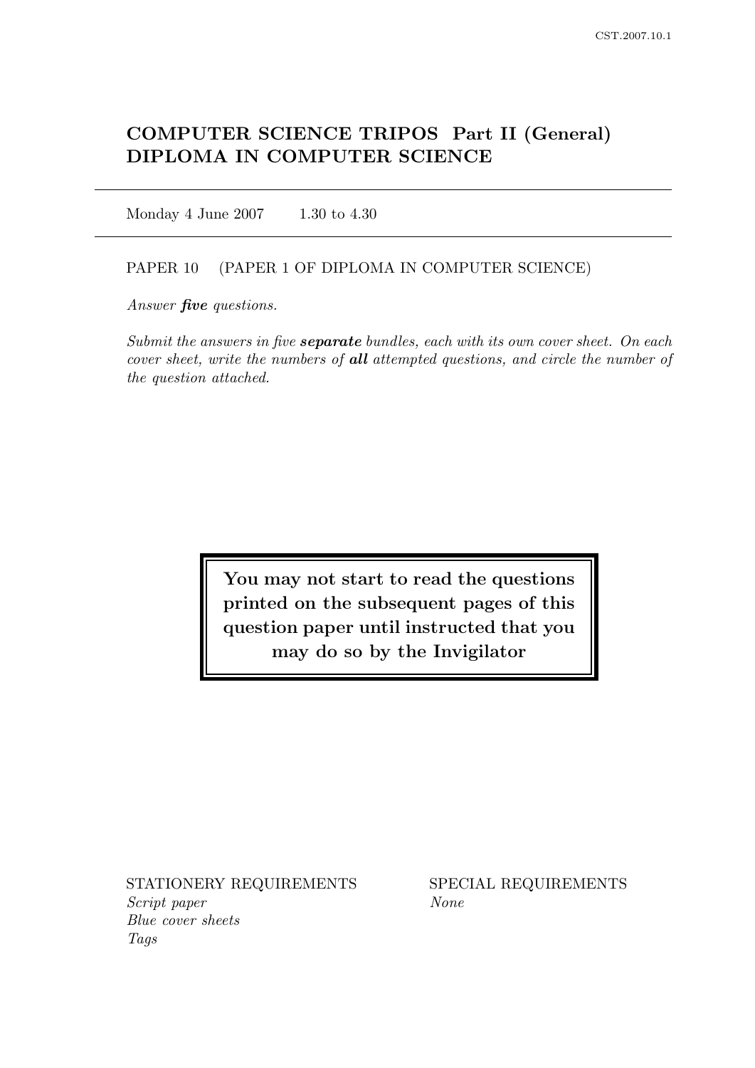# COMPUTER SCIENCE TRIPOS Part II (General)
# DIPLOMA IN COMPUTER SCIENCE

Monday 4 June 2007 1.30 to 4.30

PAPER 10 (PAPER 1 OF DIPLOMA IN COMPUTER SCIENCE)

*Answer* ***five*** *questions.*

*Submit the answers in five* ***separate*** *bundles, each with its own cover sheet. On each cover sheet, write the numbers of* ***all*** *attempted questions, and circle the number of the question attached.*

**You may not start to read the questions printed on the subsequent pages of this question paper until instructed that you may do so by the Invigilator**

STATIONERY REQUIREMENTS
*Script paper*
*Blue cover sheets*
*Tags*

SPECIAL REQUIREMENTS
*None*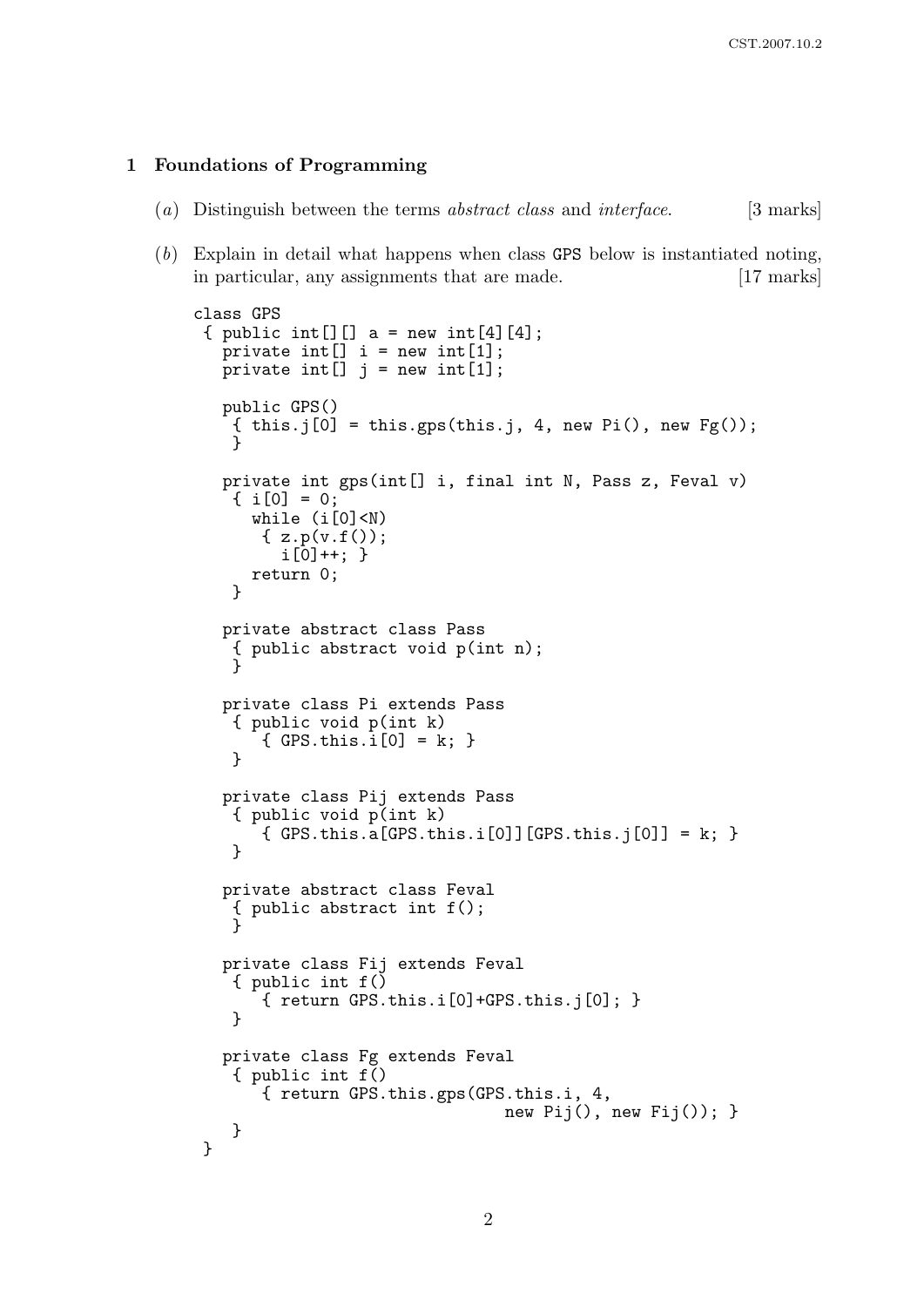## 1 Foundations of Programming

(*a*) Distinguish between the terms *abstract class* and *interface*. [3 marks]

(*b*) Explain in detail what happens when class `GPS` below is instantiated noting, in particular, any assignments that are made. [17 marks]

```
class GPS
 { public int[][] a = new int[4][4];
   private int[] i = new int[1];
   private int[] j = new int[1];

   public GPS()
    { this.j[0] = this.gps(this.j, 4, new Pi(), new Fg());
    }

   private int gps(int[] i, final int N, Pass z, Feval v)
    { i[0] = 0;
      while (i[0]<N)
       { z.p(v.f());
         i[0]++; }
      return 0;
    }

   private abstract class Pass
    { public abstract void p(int n);
    }

   private class Pi extends Pass
    { public void p(int k)
        { GPS.this.i[0] = k; }
    }

   private class Pij extends Pass
    { public void p(int k)
        { GPS.this.a[GPS.this.i[0]][GPS.this.j[0]] = k; }
    }

   private abstract class Feval
    { public abstract int f();
    }

   private class Fij extends Feval
    { public int f()
        { return GPS.this.i[0]+GPS.this.j[0]; }
    }

   private class Fg extends Feval
    { public int f()
        { return GPS.this.gps(GPS.this.i, 4,
                                  new Pij(), new Fij()); }
    }
 }
```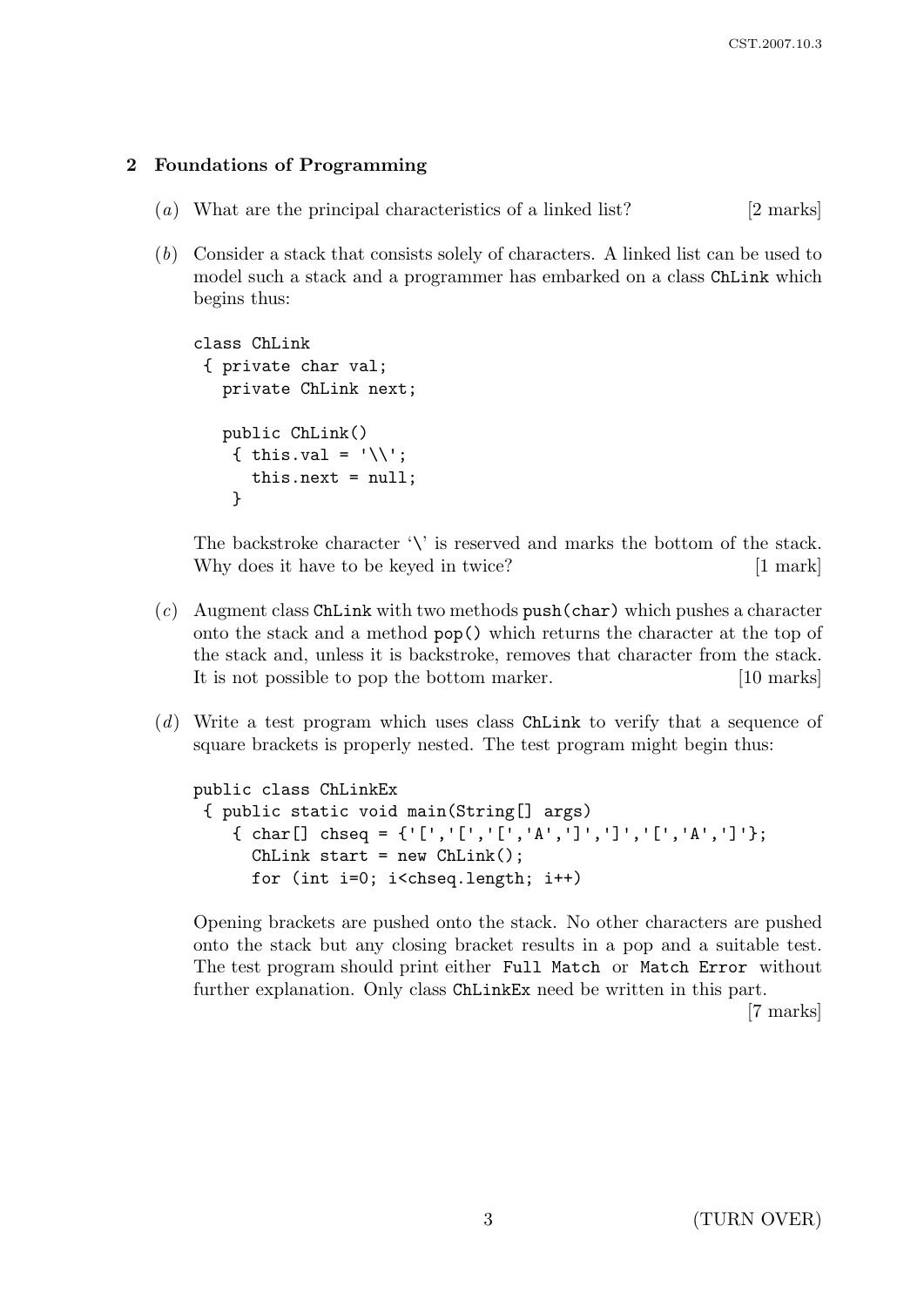## 2 Foundations of Programming

(*a*) What are the principal characteristics of a linked list? [2 marks]

(*b*) Consider a stack that consists solely of characters. A linked list can be used to model such a stack and a programmer has embarked on a class `ChLink` which begins thus:

```
class ChLink
 { private char val;
   private ChLink next;

   public ChLink()
    { this.val = '\\';
      this.next = null;
    }
```

The backstroke character '\' is reserved and marks the bottom of the stack. Why does it have to be keyed in twice? [1 mark]

(*c*) Augment class `ChLink` with two methods `push(char)` which pushes a character onto the stack and a method `pop()` which returns the character at the top of the stack and, unless it is backstroke, removes that character from the stack. It is not possible to pop the bottom marker. [10 marks]

(*d*) Write a test program which uses class `ChLink` to verify that a sequence of square brackets is properly nested. The test program might begin thus:

```
public class ChLinkEx
 { public static void main(String[] args)
    { char[] chseq = {'[','[','[','A',']',']','[','A',']'};
      ChLink start = new ChLink();
      for (int i=0; i<chseq.length; i++)
```

Opening brackets are pushed onto the stack. No other characters are pushed onto the stack but any closing bracket results in a pop and a suitable test. The test program should print either `Full Match` or `Match Error` without further explanation. Only class `ChLinkEx` need be written in this part. [7 marks]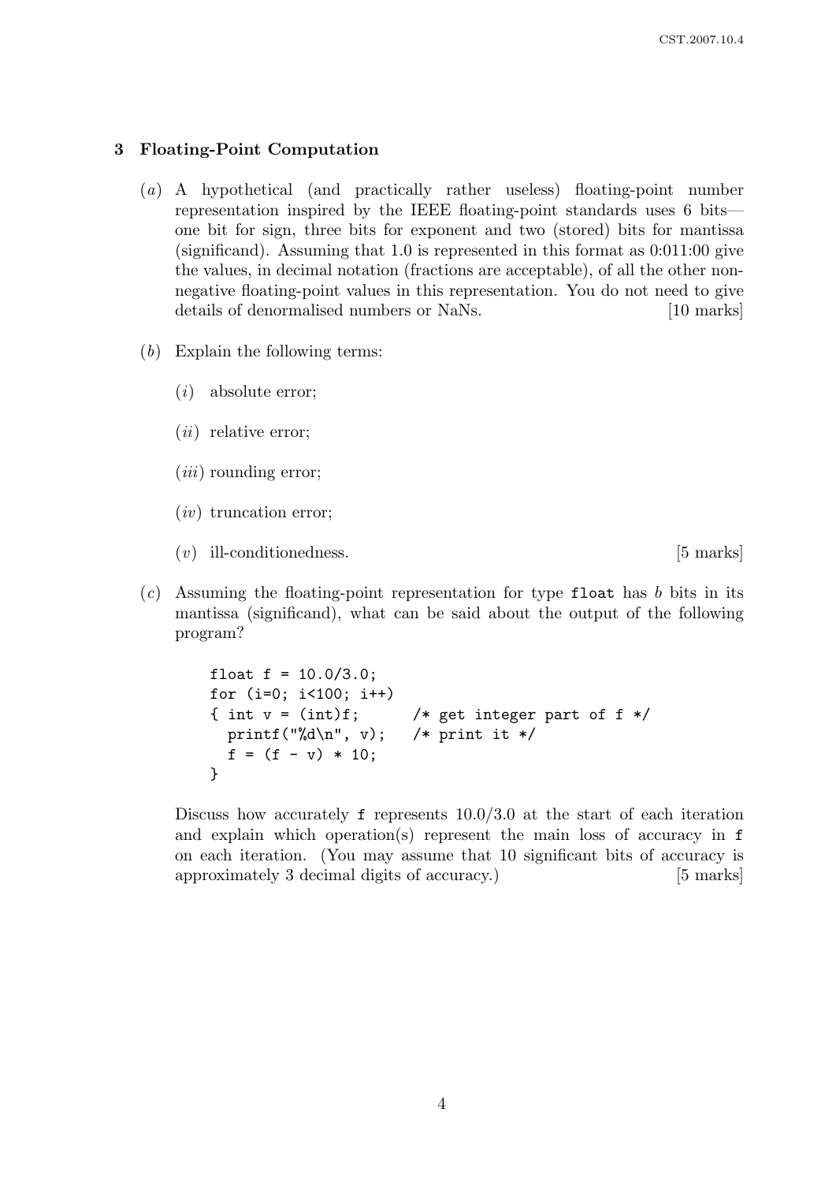## 3 Floating-Point Computation

(*a*) A hypothetical (and practically rather useless) floating-point number representation inspired by the IEEE floating-point standards uses 6 bits—one bit for sign, three bits for exponent and two (stored) bits for mantissa (significand). Assuming that 1.0 is represented in this format as 0:011:00 give the values, in decimal notation (fractions are acceptable), of all the other non-negative floating-point values in this representation. You do not need to give details of denormalised numbers or NaNs. [10 marks]

(*b*) Explain the following terms:

(*i*) absolute error;

(*ii*) relative error;

(*iii*) rounding error;

(*iv*) truncation error;

(*v*) ill-conditionedness. [5 marks]

(*c*) Assuming the floating-point representation for type `float` has *b* bits in its mantissa (significand), what can be said about the output of the following program?

```
float f = 10.0/3.0;
for (i=0; i<100; i++)
{ int v = (int)f;       /* get integer part of f */
  printf("%d\n", v);    /* print it */
  f = (f - v) * 10;
}
```

Discuss how accurately `f` represents 10.0/3.0 at the start of each iteration and explain which operation(s) represent the main loss of accuracy in `f` on each iteration. (You may assume that 10 significant bits of accuracy is approximately 3 decimal digits of accuracy.) [5 marks]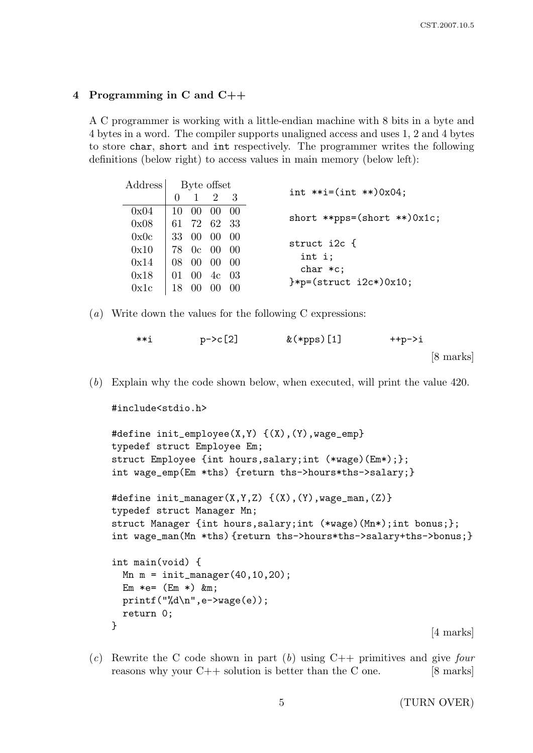## 4 Programming in C and C++

A C programmer is working with a little-endian machine with 8 bits in a byte and 4 bytes in a word. The compiler supports unaligned access and uses 1, 2 and 4 bytes to store char, short and int respectively. The programmer writes the following definitions (below right) to access values in main memory (below left):

| Address | Byte offset | | | |
|---|---|---|---|---|
| | 0 | 1 | 2 | 3 |
| 0x04 | 10 | 00 | 00 | 00 |
| 0x08 | 61 | 72 | 62 | 33 |
| 0x0c | 33 | 00 | 00 | 00 |
| 0x10 | 78 | 0c | 00 | 00 |
| 0x14 | 08 | 00 | 00 | 00 |
| 0x18 | 01 | 00 | 4c | 03 |
| 0x1c | 18 | 00 | 00 | 00 |

```
int **i=(int **)0x04;

short **pps=(short **)0x1c;

struct i2c {
  int i;
  char *c;
}*p=(struct i2c*)0x10;
```

(*a*) Write down the values for the following C expressions:

```
**i          p->c[2]          &(*pps)[1]          ++p->i
```

[8 marks]

(*b*) Explain why the code shown below, when executed, will print the value 420.

```
#include<stdio.h>

#define init_employee(X,Y) {(X),(Y),wage_emp}
typedef struct Employee Em;
struct Employee {int hours,salary;int (*wage)(Em*);};
int wage_emp(Em *ths) {return ths->hours*ths->salary;}

#define init_manager(X,Y,Z) {(X),(Y),wage_man,(Z)}
typedef struct Manager Mn;
struct Manager {int hours,salary;int (*wage)(Mn*);int bonus;};
int wage_man(Mn *ths){return ths->hours*ths->salary+ths->bonus;}

int main(void) {
  Mn m = init_manager(40,10,20);
  Em *e= (Em *) &m;
  printf("%d\n",e->wage(e));
  return 0;
}
```

[4 marks]

(*c*) Rewrite the C code shown in part (*b*) using C++ primitives and give *four* reasons why your C++ solution is better than the C one. [8 marks]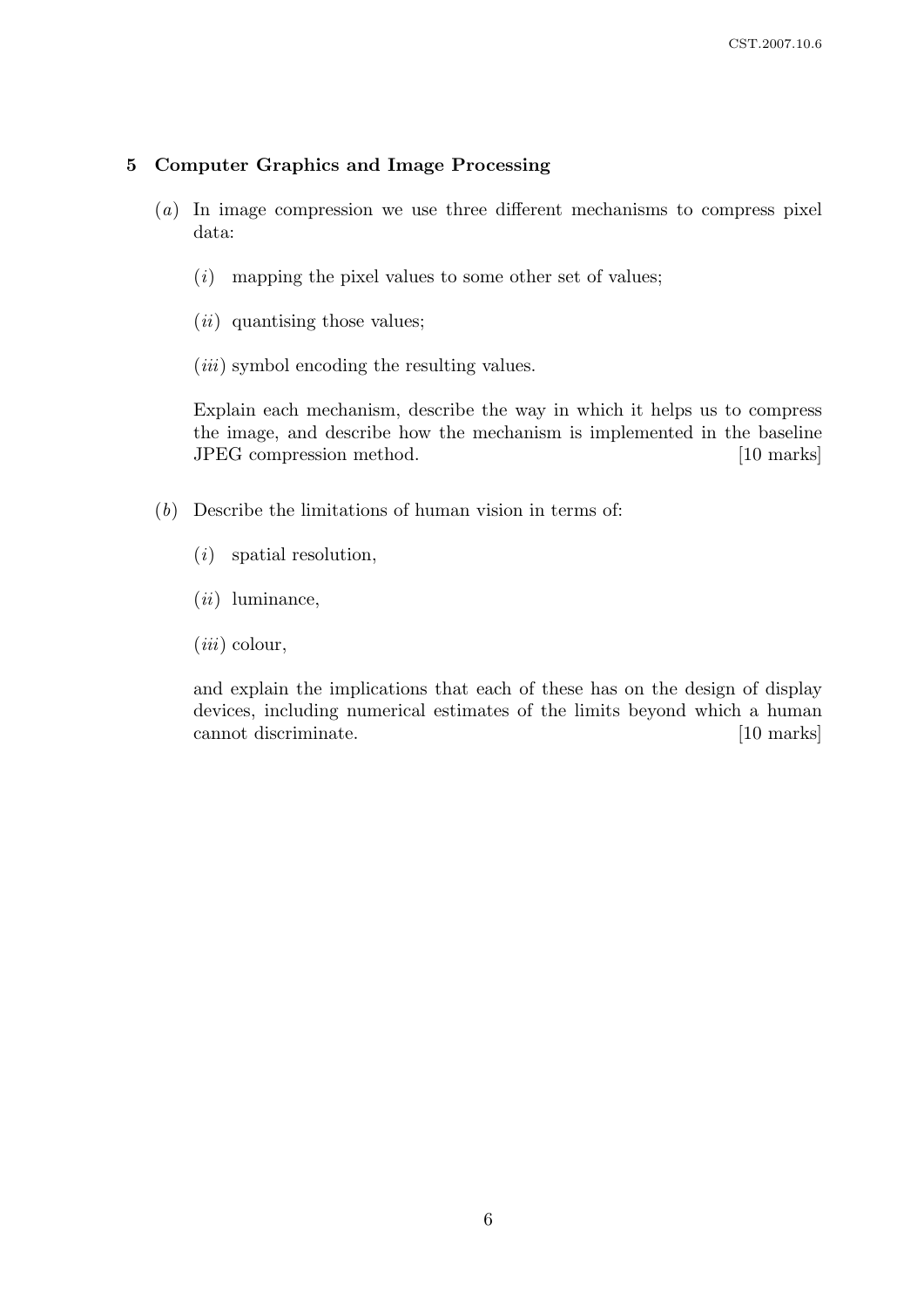## 5 Computer Graphics and Image Processing

(*a*) In image compression we use three different mechanisms to compress pixel data:

  (*i*) mapping the pixel values to some other set of values;

  (*ii*) quantising those values;

  (*iii*) symbol encoding the resulting values.

  Explain each mechanism, describe the way in which it helps us to compress the image, and describe how the mechanism is implemented in the baseline JPEG compression method. [10 marks]

(*b*) Describe the limitations of human vision in terms of:

  (*i*) spatial resolution,

  (*ii*) luminance,

  (*iii*) colour,

  and explain the implications that each of these has on the design of display devices, including numerical estimates of the limits beyond which a human cannot discriminate. [10 marks]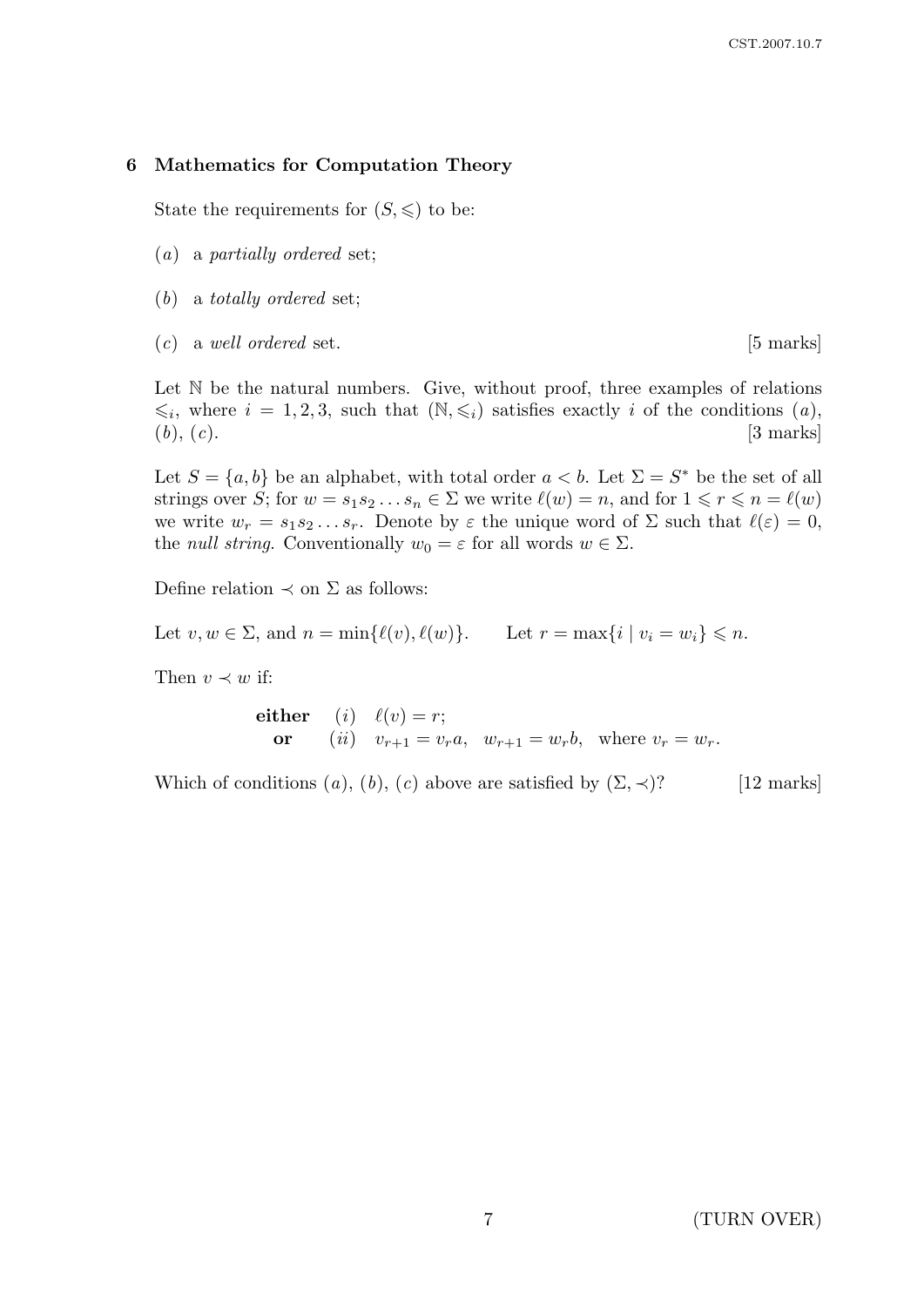## 6 Mathematics for Computation Theory

State the requirements for $(S, \leqslant)$ to be:

(*a*) a *partially ordered* set;

(*b*) a *totally ordered* set;

(*c*) a *well ordered* set. [5 marks]

Let $\mathbb{N}$ be the natural numbers. Give, without proof, three examples of relations $\leqslant_i$, where $i = 1, 2, 3$, such that $(\mathbb{N}, \leqslant_i)$ satisfies exactly $i$ of the conditions (*a*), (*b*), (*c*). [3 marks]

Let $S = \{a, b\}$ be an alphabet, with total order $a < b$. Let $\Sigma = S^*$ be the set of all strings over $S$; for $w = s_1 s_2 \ldots s_n \in \Sigma$ we write $\ell(w) = n$, and for $1 \leqslant r \leqslant n = \ell(w)$ we write $w_r = s_1 s_2 \ldots s_r$. Denote by $\varepsilon$ the unique word of $\Sigma$ such that $\ell(\varepsilon) = 0$, the *null string*. Conventionally $w_0 = \varepsilon$ for all words $w \in \Sigma$.

Define relation $\prec$ on $\Sigma$ as follows:

Let $v, w \in \Sigma$, and $n = \min\{\ell(v), \ell(w)\}$. Let $r = \max\{i \mid v_i = w_i\} \leqslant n$.

Then $v \prec w$ if:

**either** $(i)$ $\ell(v) = r$;
**or** $(ii)$ $v_{r+1} = v_r a, \quad w_{r+1} = w_r b, \quad \text{where } v_r = w_r.$

Which of conditions (*a*), (*b*), (*c*) above are satisfied by $(\Sigma, \prec)$? [12 marks]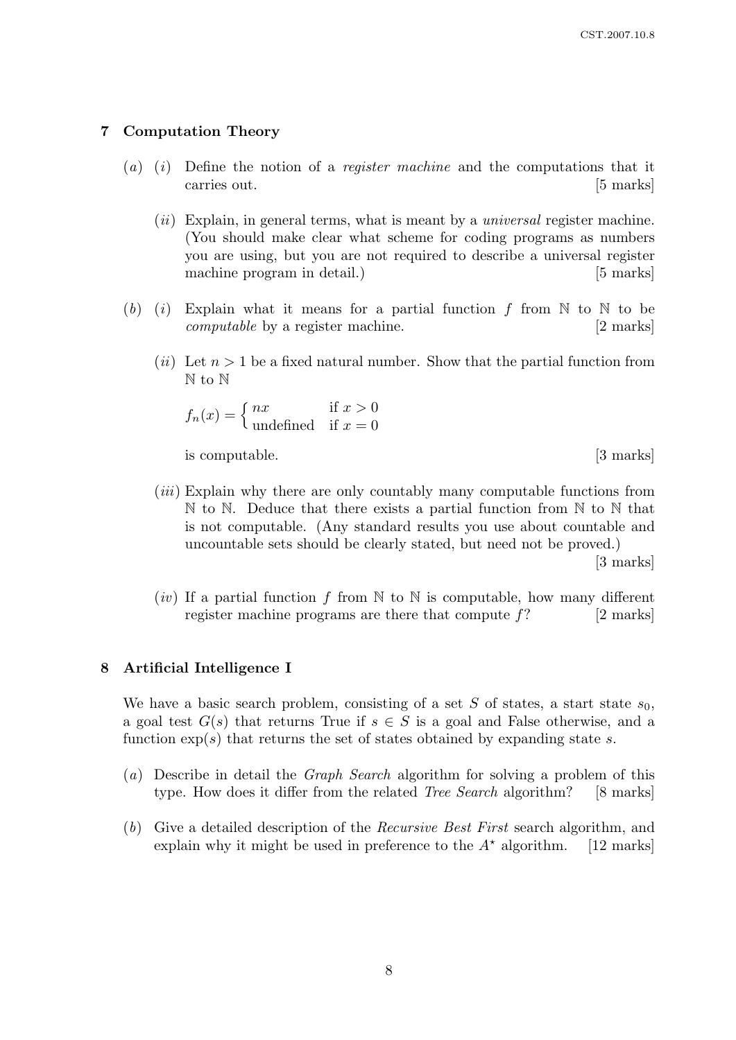## 7 Computation Theory

(*a*) (*i*) Define the notion of a *register machine* and the computations that it carries out. [5 marks]

(*ii*) Explain, in general terms, what is meant by a *universal* register machine. (You should make clear what scheme for coding programs as numbers you are using, but you are not required to describe a universal register machine program in detail.) [5 marks]

(*b*) (*i*) Explain what it means for a partial function $f$ from $\mathbb{N}$ to $\mathbb{N}$ to be *computable* by a register machine. [2 marks]

(*ii*) Let $n > 1$ be a fixed natural number. Show that the partial function from $\mathbb{N}$ to $\mathbb{N}$

$$f_n(x) = \begin{cases} nx & \text{if } x > 0 \\ \text{undefined} & \text{if } x = 0 \end{cases}$$

is computable. [3 marks]

(*iii*) Explain why there are only countably many computable functions from $\mathbb{N}$ to $\mathbb{N}$. Deduce that there exists a partial function from $\mathbb{N}$ to $\mathbb{N}$ that is not computable. (Any standard results you use about countable and uncountable sets should be clearly stated, but need not be proved.) [3 marks]

(*iv*) If a partial function $f$ from $\mathbb{N}$ to $\mathbb{N}$ is computable, how many different register machine programs are there that compute $f$? [2 marks]

## 8 Artificial Intelligence I

We have a basic search problem, consisting of a set $S$ of states, a start state $s_0$, a goal test $G(s)$ that returns True if $s \in S$ is a goal and False otherwise, and a function $\exp(s)$ that returns the set of states obtained by expanding state $s$.

(*a*) Describe in detail the *Graph Search* algorithm for solving a problem of this type. How does it differ from the related *Tree Search* algorithm? [8 marks]

(*b*) Give a detailed description of the *Recursive Best First* search algorithm, and explain why it might be used in preference to the $A^\star$ algorithm. [12 marks]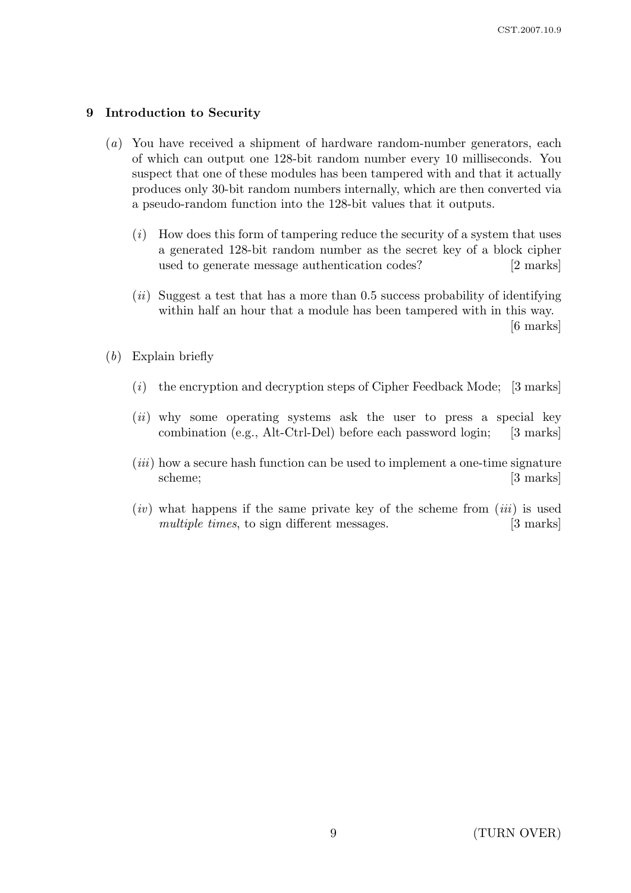## 9 Introduction to Security

(*a*) You have received a shipment of hardware random-number generators, each of which can output one 128-bit random number every 10 milliseconds. You suspect that one of these modules has been tampered with and that it actually produces only 30-bit random numbers internally, which are then converted via a pseudo-random function into the 128-bit values that it outputs.

(*i*) How does this form of tampering reduce the security of a system that uses a generated 128-bit random number as the secret key of a block cipher used to generate message authentication codes? [2 marks]

(*ii*) Suggest a test that has a more than 0.5 success probability of identifying within half an hour that a module has been tampered with in this way. [6 marks]

(*b*) Explain briefly

(*i*) the encryption and decryption steps of Cipher Feedback Mode; [3 marks]

(*ii*) why some operating systems ask the user to press a special key combination (e.g., Alt-Ctrl-Del) before each password login; [3 marks]

(*iii*) how a secure hash function can be used to implement a one-time signature scheme; [3 marks]

(*iv*) what happens if the same private key of the scheme from (*iii*) is used *multiple times*, to sign different messages. [3 marks]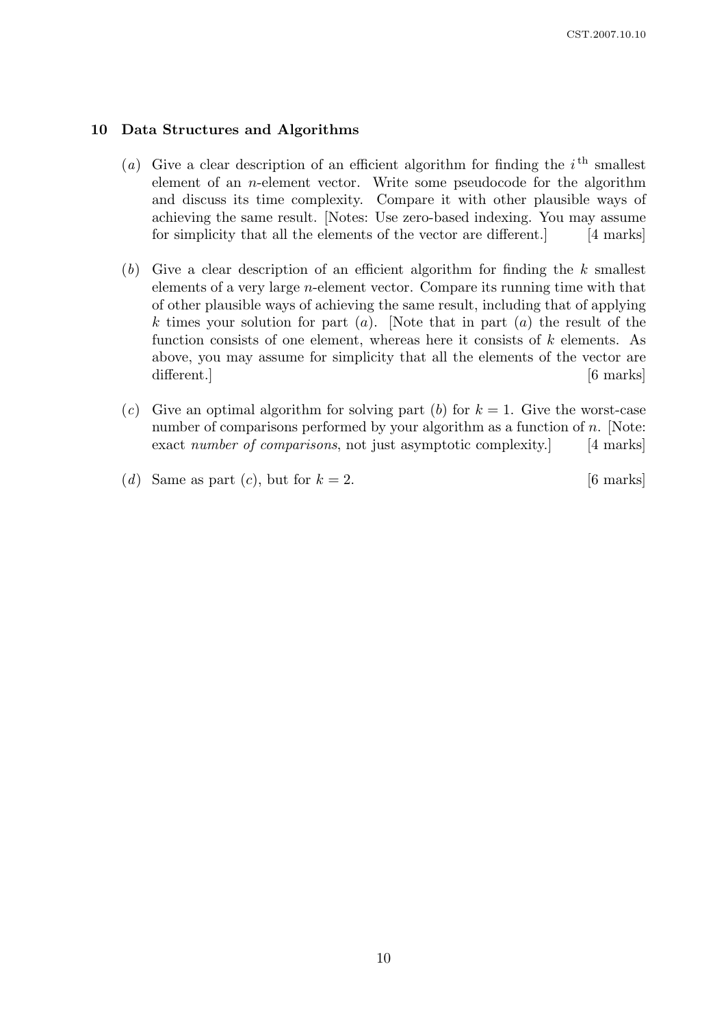## 10 Data Structures and Algorithms

(*a*) Give a clear description of an efficient algorithm for finding the $i^{\text{th}}$ smallest element of an $n$-element vector. Write some pseudocode for the algorithm and discuss its time complexity. Compare it with other plausible ways of achieving the same result. [Notes: Use zero-based indexing. You may assume for simplicity that all the elements of the vector are different.] [4 marks]

(*b*) Give a clear description of an efficient algorithm for finding the $k$ smallest elements of a very large $n$-element vector. Compare its running time with that of other plausible ways of achieving the same result, including that of applying $k$ times your solution for part (*a*). [Note that in part (*a*) the result of the function consists of one element, whereas here it consists of $k$ elements. As above, you may assume for simplicity that all the elements of the vector are different.] [6 marks]

(*c*) Give an optimal algorithm for solving part (*b*) for $k = 1$. Give the worst-case number of comparisons performed by your algorithm as a function of $n$. [Note: exact *number of comparisons*, not just asymptotic complexity.] [4 marks]

(*d*) Same as part (*c*), but for $k = 2$. [6 marks]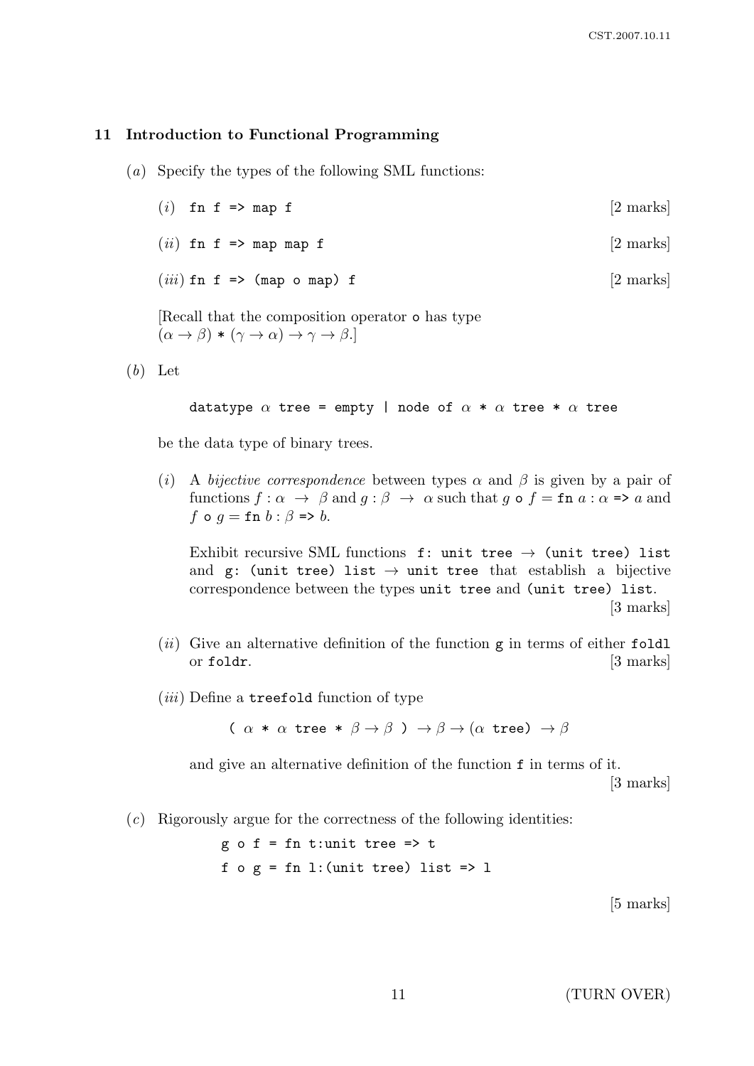## 11 Introduction to Functional Programming

(*a*) Specify the types of the following SML functions:

(*i*) `fn f => map f` [2 marks]

(*ii*) `fn f => map map f` [2 marks]

(*iii*) `fn f => (map o map) f` [2 marks]

[Recall that the composition operator `o` has type $(\alpha \rightarrow \beta)$ `*` $(\gamma \rightarrow \alpha) \rightarrow \gamma \rightarrow \beta$.]

(*b*) Let

```
datatype α tree = empty | node of α * α tree * α tree
```

be the data type of binary trees.

(*i*) A *bijective correspondence* between types $\alpha$ and $\beta$ is given by a pair of functions $f : \alpha \rightarrow \beta$ and $g : \beta \rightarrow \alpha$ such that $g$ `o` $f$ = `fn` $a : \alpha$ `=>` $a$ and $f$ `o` $g$ = `fn` $b : \beta$ `=>` $b$.

Exhibit recursive SML functions `f: unit tree` $\rightarrow$ `(unit tree) list` and `g: (unit tree) list` $\rightarrow$ `unit tree` that establish a bijective correspondence between the types `unit tree` and `(unit tree) list`. [3 marks]

(*ii*) Give an alternative definition of the function `g` in terms of either `foldl` or `foldr`. [3 marks]

(*iii*) Define a `treefold` function of type

( $\alpha$ `*` $\alpha$ `tree` `*` $\beta \rightarrow \beta$ ) $\rightarrow \beta \rightarrow$ ($\alpha$ `tree`) $\rightarrow \beta$

and give an alternative definition of the function `f` in terms of it. [3 marks]

(*c*) Rigorously argue for the correctness of the following identities:

```
g o f = fn t:unit tree => t
f o g = fn l:(unit tree) list => l
```

[5 marks]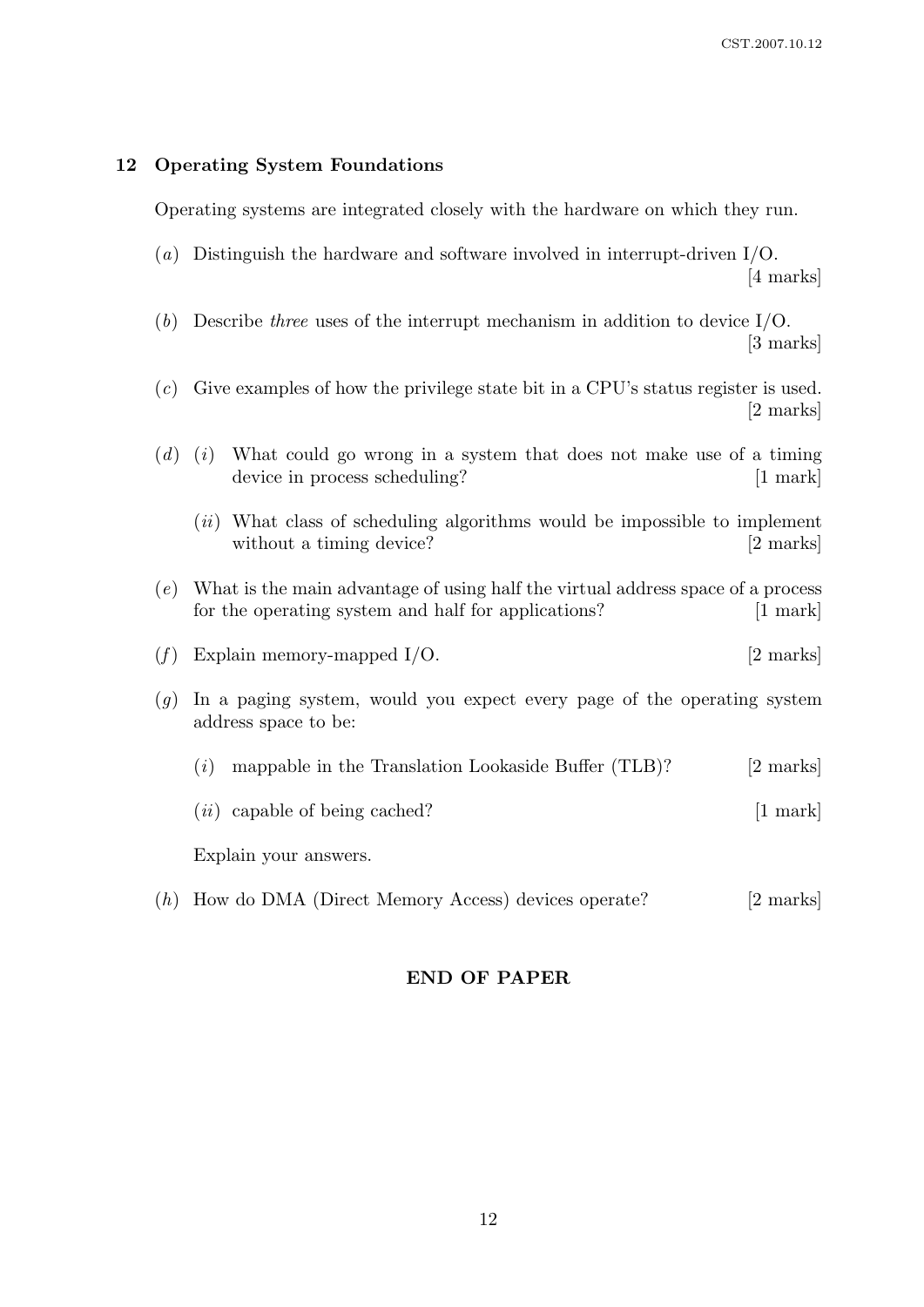## 12 Operating System Foundations

Operating systems are integrated closely with the hardware on which they run.

(*a*) Distinguish the hardware and software involved in interrupt-driven I/O. [4 marks]

(*b*) Describe *three* uses of the interrupt mechanism in addition to device I/O. [3 marks]

(*c*) Give examples of how the privilege state bit in a CPU's status register is used. [2 marks]

(*d*) (*i*) What could go wrong in a system that does not make use of a timing device in process scheduling? [1 mark]

(*ii*) What class of scheduling algorithms would be impossible to implement without a timing device? [2 marks]

(*e*) What is the main advantage of using half the virtual address space of a process for the operating system and half for applications? [1 mark]

(*f*) Explain memory-mapped I/O. [2 marks]

(*g*) In a paging system, would you expect every page of the operating system address space to be:

(*i*) mappable in the Translation Lookaside Buffer (TLB)? [2 marks]

(*ii*) capable of being cached? [1 mark]

Explain your answers.

(*h*) How do DMA (Direct Memory Access) devices operate? [2 marks]

**END OF PAPER**